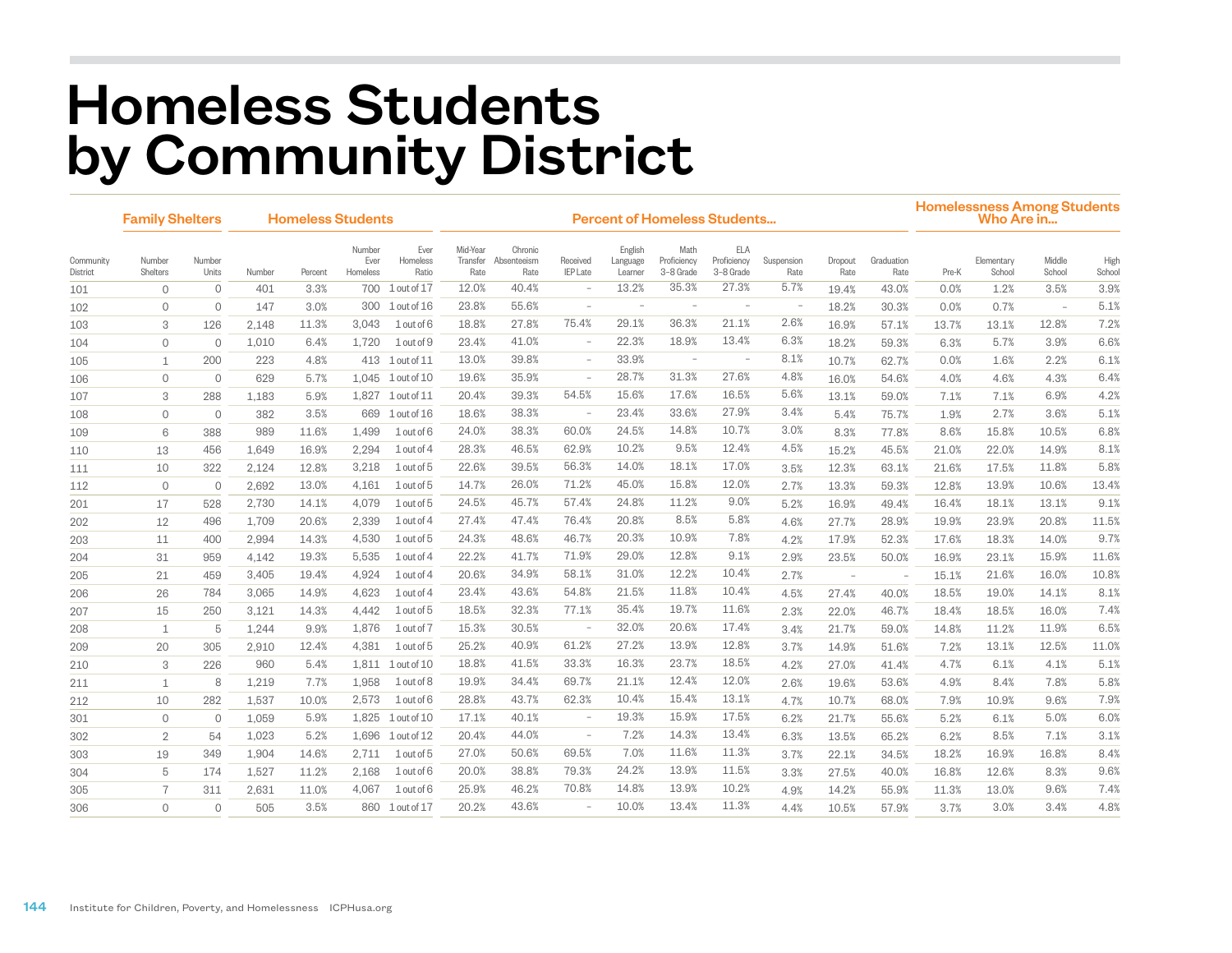# Homeless Students by Community District

| | Family Shelters | | Homeless Students | | | | Percent of Homeless Students... | | | | | | | | | | Homelessness Among Students Who Are in... | | | |
|---|---|---|---|---|---|---|---|---|---|---|---|---|---|---|---|---|---|---|---|---|
| Community District | Number Shelters | Number Units | Number | Percent | Number Ever Homeless | Ever Homeless Ratio | Mid-Year Transfer Rate | Chronic Absenteeism Rate | Received IEP Late | English Language Learner | Math Proficiency 3–8 Grade | ELA Proficiency 3–8 Grade | Suspension Rate | Dropout Rate | Graduation Rate | Pre-K | Elementary School | Middle School | High School |
| 101 | 0 | 0 | 401 | 3.3% | 700 | 1 out of 17 | 12.0% | 40.4% | – | 13.2% | 35.3% | 27.3% | 5.7% | 19.4% | 43.0% | 0.0% | 1.2% | 3.5% | 3.9% |
| 102 | 0 | 0 | 147 | 3.0% | 300 | 1 out of 16 | 23.8% | 55.6% | – | – | – | – | – | 18.2% | 30.3% | 0.0% | 0.7% | – | 5.1% |
| 103 | 3 | 126 | 2,148 | 11.3% | 3,043 | 1 out of 6 | 18.8% | 27.8% | 75.4% | 29.1% | 36.3% | 21.1% | 2.6% | 16.9% | 57.1% | 13.7% | 13.1% | 12.8% | 7.2% |
| 104 | 0 | 0 | 1,010 | 6.4% | 1,720 | 1 out of 9 | 23.4% | 41.0% | – | 22.3% | 18.9% | 13.4% | 6.3% | 18.2% | 59.3% | 6.3% | 5.7% | 3.9% | 6.6% |
| 105 | 1 | 200 | 223 | 4.8% | 413 | 1 out of 11 | 13.0% | 39.8% | – | 33.9% | – | – | 8.1% | 10.7% | 62.7% | 0.0% | 1.6% | 2.2% | 6.1% |
| 106 | 0 | 0 | 629 | 5.7% | 1,045 | 1 out of 10 | 19.6% | 35.9% | – | 28.7% | 31.3% | 27.6% | 4.8% | 16.0% | 54.6% | 4.0% | 4.6% | 4.3% | 6.4% |
| 107 | 3 | 288 | 1,183 | 5.9% | 1,827 | 1 out of 11 | 20.4% | 39.3% | 54.5% | 15.6% | 17.6% | 16.5% | 5.6% | 13.1% | 59.0% | 7.1% | 7.1% | 6.9% | 4.2% |
| 108 | 0 | 0 | 382 | 3.5% | 669 | 1 out of 16 | 18.6% | 38.3% | – | 23.4% | 33.6% | 27.9% | 3.4% | 5.4% | 75.7% | 1.9% | 2.7% | 3.6% | 5.1% |
| 109 | 6 | 388 | 989 | 11.6% | 1,499 | 1 out of 6 | 24.0% | 38.3% | 60.0% | 24.5% | 14.8% | 10.7% | 3.0% | 8.3% | 77.8% | 8.6% | 15.8% | 10.5% | 6.8% |
| 110 | 13 | 456 | 1,649 | 16.9% | 2,294 | 1 out of 4 | 28.3% | 46.5% | 62.9% | 10.2% | 9.5% | 12.4% | 4.5% | 15.2% | 45.5% | 21.0% | 22.0% | 14.9% | 8.1% |
| 111 | 10 | 322 | 2,124 | 12.8% | 3,218 | 1 out of 5 | 22.6% | 39.5% | 56.3% | 14.0% | 18.1% | 17.0% | 3.5% | 12.3% | 63.1% | 21.6% | 17.5% | 11.8% | 5.8% |
| 112 | 0 | 0 | 2,692 | 13.0% | 4,161 | 1 out of 5 | 14.7% | 26.0% | 71.2% | 45.0% | 15.8% | 12.0% | 2.7% | 13.3% | 59.3% | 12.8% | 13.9% | 10.6% | 13.4% |
| 201 | 17 | 528 | 2,730 | 14.1% | 4,079 | 1 out of 5 | 24.5% | 45.7% | 57.4% | 24.8% | 11.2% | 9.0% | 5.2% | 16.9% | 49.4% | 16.4% | 18.1% | 13.1% | 9.1% |
| 202 | 12 | 496 | 1,709 | 20.6% | 2,339 | 1 out of 4 | 27.4% | 47.4% | 76.4% | 20.8% | 8.5% | 5.8% | 4.6% | 27.7% | 28.9% | 19.9% | 23.9% | 20.8% | 11.5% |
| 203 | 11 | 400 | 2,994 | 14.3% | 4,530 | 1 out of 5 | 24.3% | 48.6% | 46.7% | 20.3% | 10.9% | 7.8% | 4.2% | 17.9% | 52.3% | 17.6% | 18.3% | 14.0% | 9.7% |
| 204 | 31 | 959 | 4,142 | 19.3% | 5,535 | 1 out of 4 | 22.2% | 41.7% | 71.9% | 29.0% | 12.8% | 9.1% | 2.9% | 23.5% | 50.0% | 16.9% | 23.1% | 15.9% | 11.6% |
| 205 | 21 | 459 | 3,405 | 19.4% | 4,924 | 1 out of 4 | 20.6% | 34.9% | 58.1% | 31.0% | 12.2% | 10.4% | 2.7% | – | – | 15.1% | 21.6% | 16.0% | 10.8% |
| 206 | 26 | 784 | 3,065 | 14.9% | 4,623 | 1 out of 4 | 23.4% | 43.6% | 54.8% | 21.5% | 11.8% | 10.4% | 4.5% | 27.4% | 40.0% | 18.5% | 19.0% | 14.1% | 8.1% |
| 207 | 15 | 250 | 3,121 | 14.3% | 4,442 | 1 out of 5 | 18.5% | 32.3% | 77.1% | 35.4% | 19.7% | 11.6% | 2.3% | 22.0% | 46.7% | 18.4% | 18.5% | 16.0% | 7.4% |
| 208 | 1 | 5 | 1,244 | 9.9% | 1,876 | 1 out of 7 | 15.3% | 30.5% | – | 32.0% | 20.6% | 17.4% | 3.4% | 21.7% | 59.0% | 14.8% | 11.2% | 11.9% | 6.5% |
| 209 | 20 | 305 | 2,910 | 12.4% | 4,381 | 1 out of 5 | 25.2% | 40.9% | 61.2% | 27.2% | 13.9% | 12.8% | 3.7% | 14.9% | 51.6% | 7.2% | 13.1% | 12.5% | 11.0% |
| 210 | 3 | 226 | 960 | 5.4% | 1,811 | 1 out of 10 | 18.8% | 41.5% | 33.3% | 16.3% | 23.7% | 18.5% | 4.2% | 27.0% | 41.4% | 4.7% | 6.1% | 4.1% | 5.1% |
| 211 | 1 | 8 | 1,219 | 7.7% | 1,958 | 1 out of 8 | 19.9% | 34.4% | 69.7% | 21.1% | 12.4% | 12.0% | 2.6% | 19.6% | 53.6% | 4.9% | 8.4% | 7.8% | 5.8% |
| 212 | 10 | 282 | 1,537 | 10.0% | 2,573 | 1 out of 6 | 28.8% | 43.7% | 62.3% | 10.4% | 15.4% | 13.1% | 4.7% | 10.7% | 68.0% | 7.9% | 10.9% | 9.6% | 7.9% |
| 301 | 0 | 0 | 1,059 | 5.9% | 1,825 | 1 out of 10 | 17.1% | 40.1% | – | 19.3% | 15.9% | 17.5% | 6.2% | 21.7% | 55.6% | 5.2% | 6.1% | 5.0% | 6.0% |
| 302 | 2 | 54 | 1,023 | 5.2% | 1,696 | 1 out of 12 | 20.4% | 44.0% | – | 7.2% | 14.3% | 13.4% | 6.3% | 13.5% | 65.2% | 6.2% | 8.5% | 7.1% | 3.1% |
| 303 | 19 | 349 | 1,904 | 14.6% | 2,711 | 1 out of 5 | 27.0% | 50.6% | 69.5% | 7.0% | 11.6% | 11.3% | 3.7% | 22.1% | 34.5% | 18.2% | 16.9% | 16.8% | 8.4% |
| 304 | 5 | 174 | 1,527 | 11.2% | 2,168 | 1 out of 6 | 20.0% | 38.8% | 79.3% | 24.2% | 13.9% | 11.5% | 3.3% | 27.5% | 40.0% | 16.8% | 12.6% | 8.3% | 9.6% |
| 305 | 7 | 311 | 2,631 | 11.0% | 4,067 | 1 out of 6 | 25.9% | 46.2% | 70.8% | 14.8% | 13.9% | 10.2% | 4.9% | 14.2% | 55.9% | 11.3% | 13.0% | 9.6% | 7.4% |
| 306 | 0 | 0 | 505 | 3.5% | 860 | 1 out of 17 | 20.2% | 43.6% | – | 10.0% | 13.4% | 11.3% | 4.4% | 10.5% | 57.9% | 3.7% | 3.0% | 3.4% | 4.8% |

Institute for Children, Poverty, and Homelessness ICPHusa.org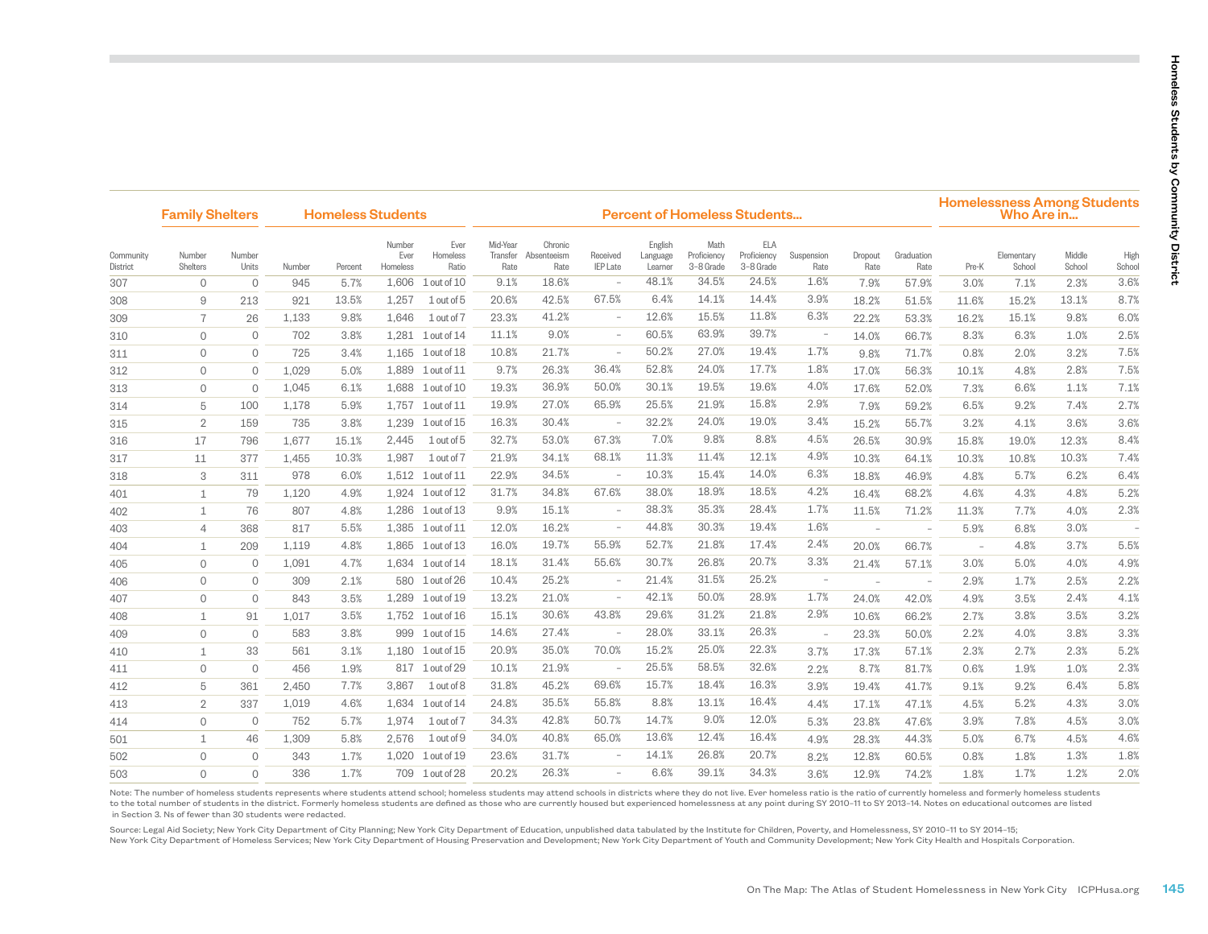| Community District | Family Shelters | | Homeless Students | | | | Percent of Homeless Students... | | | | | | | | | Homelessness Among Students Who Are in... | | | |
|---|---|---|---|---|---|---|---|---|---|---|---|---|---|---|---|---|---|---|---|
| | Number Shelters | Number Units | Number | Percent | Number Ever Homeless | Ever Homeless Ratio | Mid-Year Transfer Rate | Chronic Absenteeism Rate | Received IEP Late | English Language Learner | Math Proficiency 3–8 Grade | ELA Proficiency 3–8 Grade | Suspension Rate | Dropout Rate | Graduation Rate | Pre-K | Elementary School | Middle School | High School |
| 307 | 0 | 0 | 945 | 5.7% | 1,606 | 1 out of 10 | 9.1% | 18.6% | – | 48.1% | 34.5% | 24.5% | 1.6% | 7.9% | 57.9% | 3.0% | 7.1% | 2.3% | 3.6% |
| 308 | 9 | 213 | 921 | 13.5% | 1,257 | 1 out of 5 | 20.6% | 42.5% | 67.5% | 6.4% | 14.1% | 14.4% | 3.9% | 18.2% | 51.5% | 11.6% | 15.2% | 13.1% | 8.7% |
| 309 | 7 | 26 | 1,133 | 9.8% | 1,646 | 1 out of 7 | 23.3% | 41.2% | – | 12.6% | 15.5% | 11.8% | 6.3% | 22.2% | 53.3% | 16.2% | 15.1% | 9.8% | 6.0% |
| 310 | 0 | 0 | 702 | 3.8% | 1,281 | 1 out of 14 | 11.1% | 9.0% | – | 60.5% | 63.9% | 39.7% | – | 14.0% | 66.7% | 8.3% | 6.3% | 1.0% | 2.5% |
| 311 | 0 | 0 | 725 | 3.4% | 1,165 | 1 out of 18 | 10.8% | 21.7% | – | 50.2% | 27.0% | 19.4% | 1.7% | 9.8% | 71.7% | 0.8% | 2.0% | 3.2% | 7.5% |
| 312 | 0 | 0 | 1,029 | 5.0% | 1,889 | 1 out of 11 | 9.7% | 26.3% | 36.4% | 52.8% | 24.0% | 17.7% | 1.8% | 17.0% | 56.3% | 10.1% | 4.8% | 2.8% | 7.5% |
| 313 | 0 | 0 | 1,045 | 6.1% | 1,688 | 1 out of 10 | 19.3% | 36.9% | 50.0% | 30.1% | 19.5% | 19.6% | 4.0% | 17.6% | 52.0% | 7.3% | 6.6% | 1.1% | 7.1% |
| 314 | 5 | 100 | 1,178 | 5.9% | 1,757 | 1 out of 11 | 19.9% | 27.0% | 65.9% | 25.5% | 21.9% | 15.8% | 2.9% | 7.9% | 59.2% | 6.5% | 9.2% | 7.4% | 2.7% |
| 315 | 2 | 159 | 735 | 3.8% | 1,239 | 1 out of 15 | 16.3% | 30.4% | – | 32.2% | 24.0% | 19.0% | 3.4% | 15.2% | 55.7% | 3.2% | 4.1% | 3.6% | 3.6% |
| 316 | 17 | 796 | 1,677 | 15.1% | 2,445 | 1 out of 5 | 32.7% | 53.0% | 67.3% | 7.0% | 9.8% | 8.8% | 4.5% | 26.5% | 30.9% | 15.8% | 19.0% | 12.3% | 8.4% |
| 317 | 11 | 377 | 1,455 | 10.3% | 1,987 | 1 out of 7 | 21.9% | 34.1% | 68.1% | 11.3% | 11.4% | 12.1% | 4.9% | 10.3% | 64.1% | 10.3% | 10.8% | 10.3% | 7.4% |
| 318 | 3 | 311 | 978 | 6.0% | 1,512 | 1 out of 11 | 22.9% | 34.5% | – | 10.3% | 15.4% | 14.0% | 6.3% | 18.8% | 46.9% | 4.8% | 5.7% | 6.2% | 6.4% |
| 401 | 1 | 79 | 1,120 | 4.9% | 1,924 | 1 out of 12 | 31.7% | 34.8% | 67.6% | 38.0% | 18.9% | 18.5% | 4.2% | 16.4% | 68.2% | 4.6% | 4.3% | 4.8% | 5.2% |
| 402 | 1 | 76 | 807 | 4.8% | 1,286 | 1 out of 13 | 9.9% | 15.1% | – | 38.3% | 35.3% | 28.4% | 1.7% | 11.5% | 71.2% | 11.3% | 7.7% | 4.0% | 2.3% |
| 403 | 4 | 368 | 817 | 5.5% | 1,385 | 1 out of 11 | 12.0% | 16.2% | – | 44.8% | 30.3% | 19.4% | 1.6% | – | – | 5.9% | 6.8% | 3.0% | – |
| 404 | 1 | 209 | 1,119 | 4.8% | 1,865 | 1 out of 13 | 16.0% | 19.7% | 55.9% | 52.7% | 21.8% | 17.4% | 2.4% | 20.0% | 66.7% | – | 4.8% | 3.7% | 5.5% |
| 405 | 0 | 0 | 1,091 | 4.7% | 1,634 | 1 out of 14 | 18.1% | 31.4% | 55.6% | 30.7% | 26.8% | 20.7% | 3.3% | 21.4% | 57.1% | 3.0% | 5.0% | 4.0% | 4.9% |
| 406 | 0 | 0 | 309 | 2.1% | 580 | 1 out of 26 | 10.4% | 25.2% | – | 21.4% | 31.5% | 25.2% | – | – | – | 2.9% | 1.7% | 2.5% | 2.2% |
| 407 | 0 | 0 | 843 | 3.5% | 1,289 | 1 out of 19 | 13.2% | 21.0% | – | 42.1% | 50.0% | 28.9% | 1.7% | 24.0% | 42.0% | 4.9% | 3.5% | 2.4% | 4.1% |
| 408 | 1 | 91 | 1,017 | 3.5% | 1,752 | 1 out of 16 | 15.1% | 30.6% | 43.8% | 29.6% | 31.2% | 21.8% | 2.9% | 10.6% | 66.2% | 2.7% | 3.8% | 3.5% | 3.2% |
| 409 | 0 | 0 | 583 | 3.8% | 999 | 1 out of 15 | 14.6% | 27.4% | – | 28.0% | 33.1% | 26.3% | – | 23.3% | 50.0% | 2.2% | 4.0% | 3.8% | 3.3% |
| 410 | 1 | 33 | 561 | 3.1% | 1,180 | 1 out of 15 | 20.9% | 35.0% | 70.0% | 15.2% | 25.0% | 22.3% | 3.7% | 17.3% | 57.1% | 2.3% | 2.7% | 2.3% | 5.2% |
| 411 | 0 | 0 | 456 | 1.9% | 817 | 1 out of 29 | 10.1% | 21.9% | – | 25.5% | 58.5% | 32.6% | 2.2% | 8.7% | 81.7% | 0.6% | 1.9% | 1.0% | 2.3% |
| 412 | 5 | 361 | 2,450 | 7.7% | 3,867 | 1 out of 8 | 31.8% | 45.2% | 69.6% | 15.7% | 18.4% | 16.3% | 3.9% | 19.4% | 41.7% | 9.1% | 9.2% | 6.4% | 5.8% |
| 413 | 2 | 337 | 1,019 | 4.6% | 1,634 | 1 out of 14 | 24.8% | 35.5% | 55.8% | 8.8% | 13.1% | 16.4% | 4.4% | 17.1% | 47.1% | 4.5% | 5.2% | 4.3% | 3.0% |
| 414 | 0 | 0 | 752 | 5.7% | 1,974 | 1 out of 7 | 34.3% | 42.8% | 50.7% | 14.7% | 9.0% | 12.0% | 5.3% | 23.8% | 47.6% | 3.9% | 7.8% | 4.5% | 3.0% |
| 501 | 1 | 46 | 1,309 | 5.8% | 2,576 | 1 out of 9 | 34.0% | 40.8% | 65.0% | 13.6% | 12.4% | 16.4% | 4.9% | 28.3% | 44.3% | 5.0% | 6.7% | 4.5% | 4.6% |
| 502 | 0 | 0 | 343 | 1.7% | 1,020 | 1 out of 19 | 23.6% | 31.7% | – | 14.1% | 26.8% | 20.7% | 8.2% | 12.8% | 60.5% | 0.8% | 1.8% | 1.3% | 1.8% |
| 503 | 0 | 0 | 336 | 1.7% | 709 | 1 out of 28 | 20.2% | 26.3% | – | 6.6% | 39.1% | 34.3% | 3.6% | 12.9% | 74.2% | 1.8% | 1.7% | 1.2% | 2.0% |

Note: The number of homeless students represents where students attend school; homeless students may attend schools in districts where they do not live. Ever homeless ratio is the ratio of currently homeless and formerly homeless students to the total number of students in the district. Formerly homeless students are defined as those who are currently housed but experienced homelessness at any point during SY 2010–11 to SY 2013–14. Notes on educational outcomes are listed in Section 3. Ns of fewer than 30 students were redacted.

Source: Legal Aid Society; New York City Department of City Planning; New York City Department of Education, unpublished data tabulated by the Institute for Children, Poverty, and Homelessness, SY 2010–11 to SY 2014–15; New York City Department of Homeless Services; New York City Department of Housing Preservation and Development; New York City Department of Youth and Community Development; New York City Health and Hospitals Corporation.